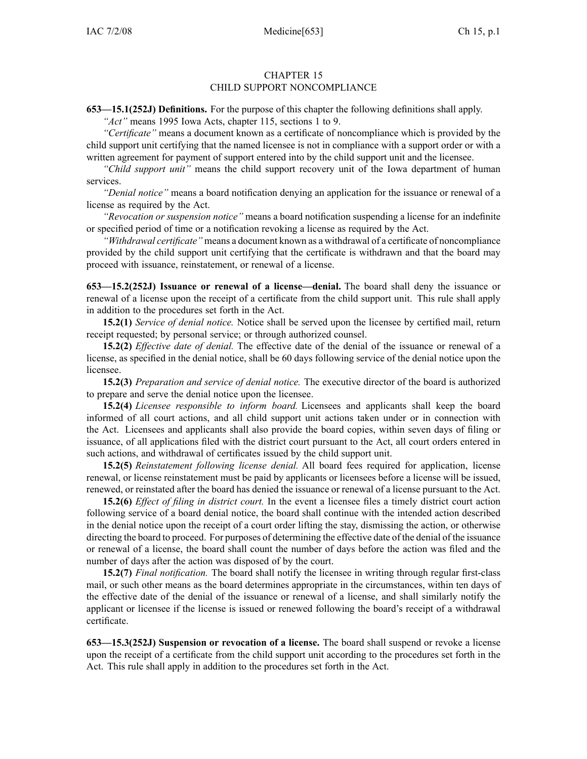# CHAPTER 15
# CHILD SUPPORT NONCOMPLIANCE

**653—15.1(252J) Definitions.** For the purpose of this chapter the following definitions shall apply.

*"Act"* means 1995 Iowa Acts, chapter 115, sections 1 to 9.

*"Certificate"* means a document known as a certificate of noncompliance which is provided by the child support unit certifying that the named licensee is not in compliance with a support order or with a written agreement for payment of support entered into by the child support unit and the licensee.

*"Child support unit"* means the child support recovery unit of the Iowa department of human services.

*"Denial notice"* means a board notification denying an application for the issuance or renewal of a license as required by the Act.

*"Revocation or suspension notice"* means a board notification suspending a license for an indefinite or specified period of time or a notification revoking a license as required by the Act.

*"Withdrawal certificate"* means a document known as a withdrawal of a certificate of noncompliance provided by the child support unit certifying that the certificate is withdrawn and that the board may proceed with issuance, reinstatement, or renewal of a license.

**653—15.2(252J) Issuance or renewal of a license—denial.** The board shall deny the issuance or renewal of a license upon the receipt of a certificate from the child support unit. This rule shall apply in addition to the procedures set forth in the Act.

**15.2(1)** *Service of denial notice.* Notice shall be served upon the licensee by certified mail, return receipt requested; by personal service; or through authorized counsel.

**15.2(2)** *Effective date of denial.* The effective date of the denial of the issuance or renewal of a license, as specified in the denial notice, shall be 60 days following service of the denial notice upon the licensee.

**15.2(3)** *Preparation and service of denial notice.* The executive director of the board is authorized to prepare and serve the denial notice upon the licensee.

**15.2(4)** *Licensee responsible to inform board.* Licensees and applicants shall keep the board informed of all court actions, and all child support unit actions taken under or in connection with the Act. Licensees and applicants shall also provide the board copies, within seven days of filing or issuance, of all applications filed with the district court pursuant to the Act, all court orders entered in such actions, and withdrawal of certificates issued by the child support unit.

**15.2(5)** *Reinstatement following license denial.* All board fees required for application, license renewal, or license reinstatement must be paid by applicants or licensees before a license will be issued, renewed, or reinstated after the board has denied the issuance or renewal of a license pursuant to the Act.

**15.2(6)** *Effect of filing in district court.* In the event a licensee files a timely district court action following service of a board denial notice, the board shall continue with the intended action described in the denial notice upon the receipt of a court order lifting the stay, dismissing the action, or otherwise directing the board to proceed. For purposes of determining the effective date of the denial of the issuance or renewal of a license, the board shall count the number of days before the action was filed and the number of days after the action was disposed of by the court.

**15.2(7)** *Final notification.* The board shall notify the licensee in writing through regular first-class mail, or such other means as the board determines appropriate in the circumstances, within ten days of the effective date of the denial of the issuance or renewal of a license, and shall similarly notify the applicant or licensee if the license is issued or renewed following the board's receipt of a withdrawal certificate.

**653—15.3(252J) Suspension or revocation of a license.** The board shall suspend or revoke a license upon the receipt of a certificate from the child support unit according to the procedures set forth in the Act. This rule shall apply in addition to the procedures set forth in the Act.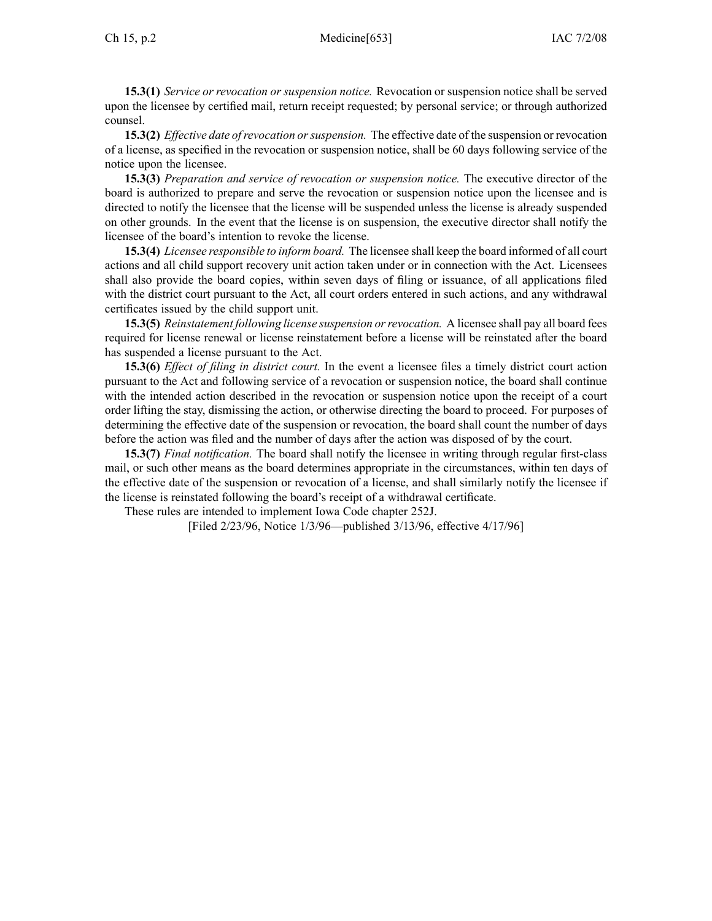**15.3(1)** *Service or revocation or suspension notice.* Revocation or suspension notice shall be served upon the licensee by certified mail, return receipt requested; by personal service; or through authorized counsel.

**15.3(2)** *Effective date of revocation or suspension.* The effective date of the suspension or revocation of a license, as specified in the revocation or suspension notice, shall be 60 days following service of the notice upon the licensee.

**15.3(3)** *Preparation and service of revocation or suspension notice.* The executive director of the board is authorized to prepare and serve the revocation or suspension notice upon the licensee and is directed to notify the licensee that the license will be suspended unless the license is already suspended on other grounds. In the event that the license is on suspension, the executive director shall notify the licensee of the board's intention to revoke the license.

**15.3(4)** *Licensee responsible to inform board.* The licensee shall keep the board informed of all court actions and all child support recovery unit action taken under or in connection with the Act. Licensees shall also provide the board copies, within seven days of filing or issuance, of all applications filed with the district court pursuant to the Act, all court orders entered in such actions, and any withdrawal certificates issued by the child support unit.

**15.3(5)** *Reinstatement following license suspension or revocation.* A licensee shall pay all board fees required for license renewal or license reinstatement before a license will be reinstated after the board has suspended a license pursuant to the Act.

**15.3(6)** *Effect of filing in district court.* In the event a licensee files a timely district court action pursuant to the Act and following service of a revocation or suspension notice, the board shall continue with the intended action described in the revocation or suspension notice upon the receipt of a court order lifting the stay, dismissing the action, or otherwise directing the board to proceed. For purposes of determining the effective date of the suspension or revocation, the board shall count the number of days before the action was filed and the number of days after the action was disposed of by the court.

**15.3(7)** *Final notification.* The board shall notify the licensee in writing through regular first-class mail, or such other means as the board determines appropriate in the circumstances, within ten days of the effective date of the suspension or revocation of a license, and shall similarly notify the licensee if the license is reinstated following the board's receipt of a withdrawal certificate.

These rules are intended to implement Iowa Code chapter 252J.

[Filed 2/23/96, Notice 1/3/96—published 3/13/96, effective 4/17/96]